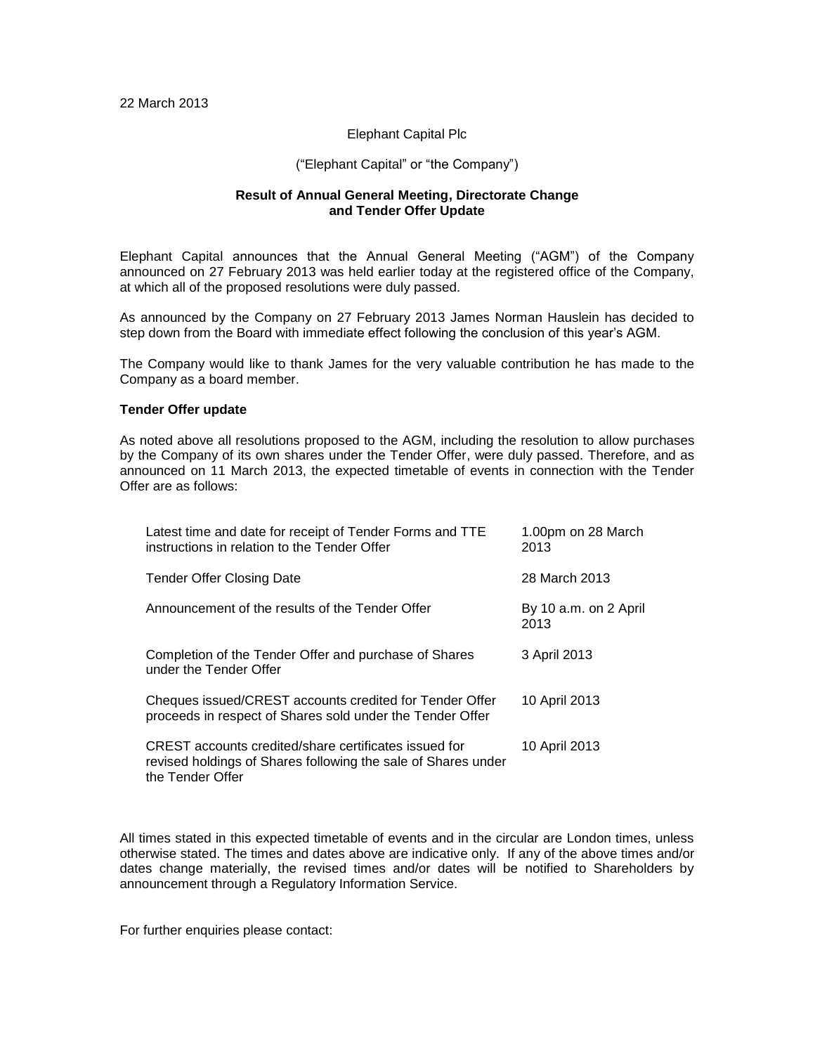22 March 2013

Elephant Capital Plc

("Elephant Capital" or "the Company")

**Result of Annual General Meeting, Directorate Change and Tender Offer Update**

Elephant Capital announces that the Annual General Meeting ("AGM") of the Company announced on 27 February 2013 was held earlier today at the registered office of the Company, at which all of the proposed resolutions were duly passed.

As announced by the Company on 27 February 2013 James Norman Hauslein has decided to step down from the Board with immediate effect following the conclusion of this year's AGM.

The Company would like to thank James for the very valuable contribution he has made to the Company as a board member.

**Tender Offer update**

As noted above all resolutions proposed to the AGM, including the resolution to allow purchases by the Company of its own shares under the Tender Offer, were duly passed. Therefore, and as announced on 11 March 2013, the expected timetable of events in connection with the Tender Offer are as follows:

| | |
|---|---|
| Latest time and date for receipt of Tender Forms and TTE instructions in relation to the Tender Offer | 1.00pm on 28 March 2013 |
| Tender Offer Closing Date | 28 March 2013 |
| Announcement of the results of the Tender Offer | By 10 a.m. on 2 April 2013 |
| Completion of the Tender Offer and purchase of Shares under the Tender Offer | 3 April 2013 |
| Cheques issued/CREST accounts credited for Tender Offer proceeds in respect of Shares sold under the Tender Offer | 10 April 2013 |
| CREST accounts credited/share certificates issued for revised holdings of Shares following the sale of Shares under the Tender Offer | 10 April 2013 |

All times stated in this expected timetable of events and in the circular are London times, unless otherwise stated. The times and dates above are indicative only. If any of the above times and/or dates change materially, the revised times and/or dates will be notified to Shareholders by announcement through a Regulatory Information Service.

For further enquiries please contact: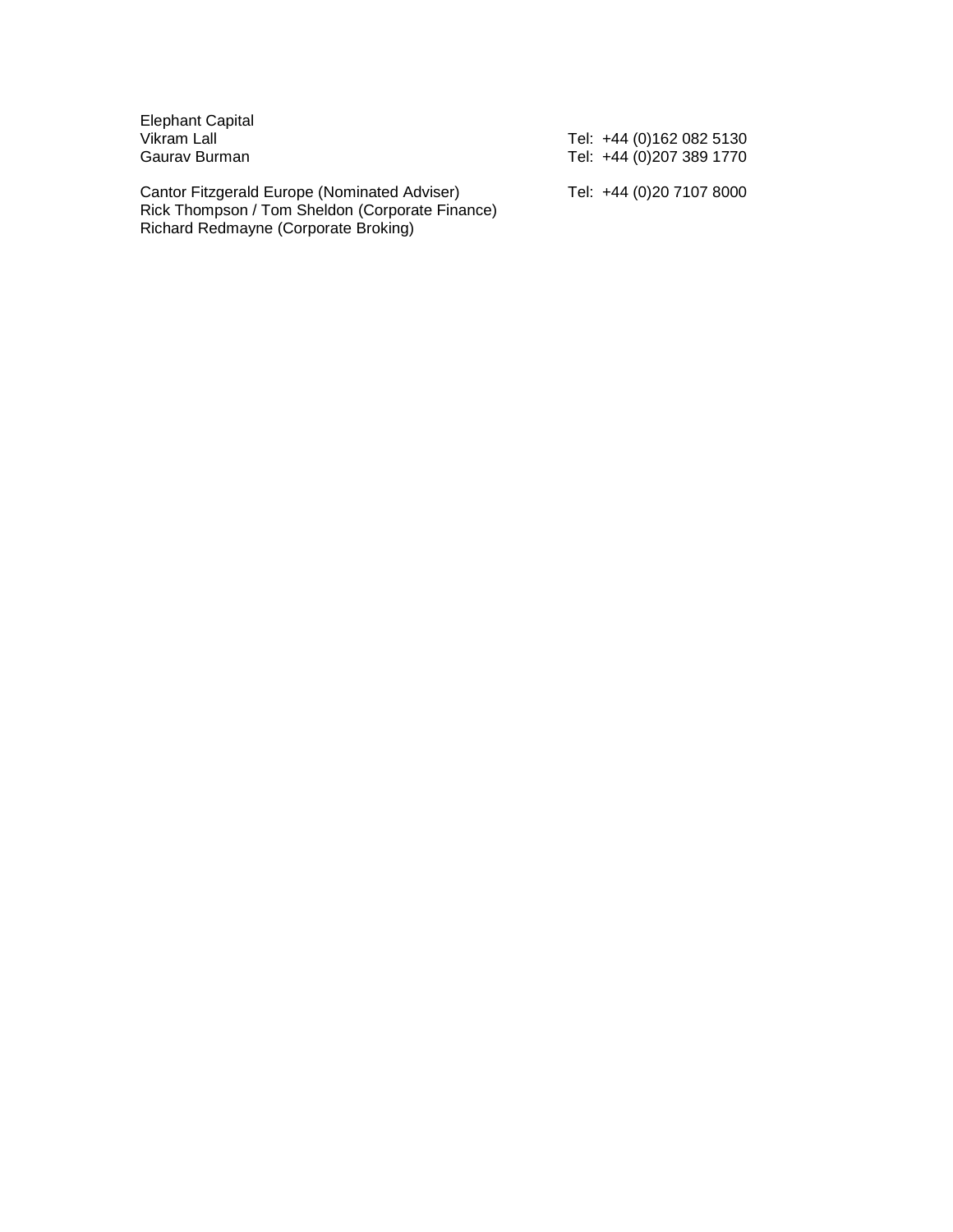Elephant Capital

Vikram Lall Tel: +44 (0)162 082 5130

Gaurav Burman Tel: +44 (0)207 389 1770

Cantor Fitzgerald Europe (Nominated Adviser) Tel: +44 (0)20 7107 8000

Rick Thompson / Tom Sheldon (Corporate Finance)

Richard Redmayne (Corporate Broking)